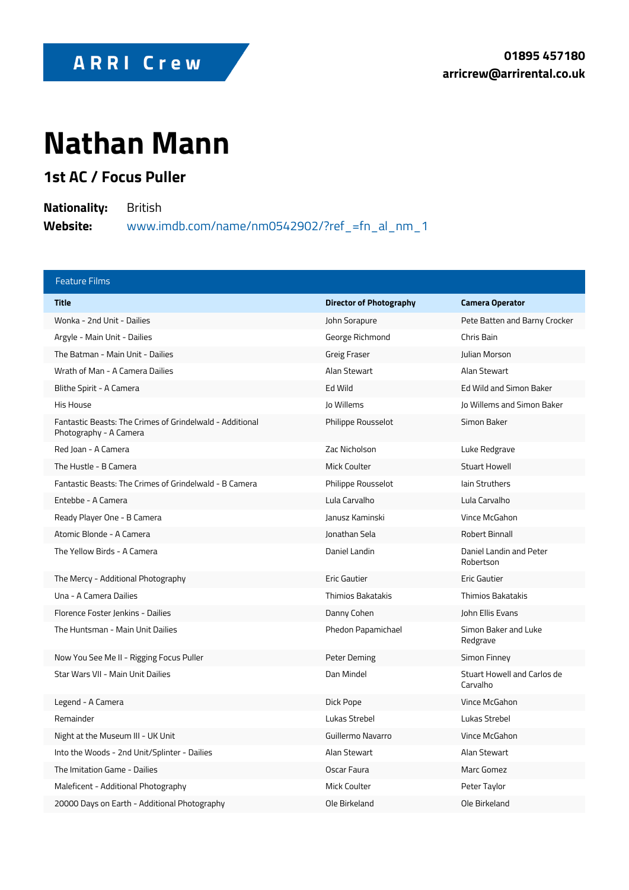ARRI Crew

**01895 457180**
**arricrew@arrirental.co.uk**

# Nathan Mann

## 1st AC / Focus Puller

**Nationality:** British
**Website:** www.imdb.com/name/nm0542902/?ref_=fn_al_nm_1

### Feature Films

| Title | Director of Photography | Camera Operator |
|---|---|---|
| Wonka - 2nd Unit - Dailies | John Sorapure | Pete Batten and Barny Crocker |
| Argyle - Main Unit - Dailies | George Richmond | Chris Bain |
| The Batman - Main Unit - Dailies | Greig Fraser | Julian Morson |
| Wrath of Man - A Camera Dailies | Alan Stewart | Alan Stewart |
| Blithe Spirit - A Camera | Ed Wild | Ed Wild and Simon Baker |
| His House | Jo Willems | Jo Willems and Simon Baker |
| Fantastic Beasts: The Crimes of Grindelwald - Additional Photography - A Camera | Philippe Rousselot | Simon Baker |
| Red Joan - A Camera | Zac Nicholson | Luke Redgrave |
| The Hustle - B Camera | Mick Coulter | Stuart Howell |
| Fantastic Beasts: The Crimes of Grindelwald - B Camera | Philippe Rousselot | Iain Struthers |
| Entebbe - A Camera | Lula Carvalho | Lula Carvalho |
| Ready Player One - B Camera | Janusz Kaminski | Vince McGahon |
| Atomic Blonde - A Camera | Jonathan Sela | Robert Binnall |
| The Yellow Birds - A Camera | Daniel Landin | Daniel Landin and Peter Robertson |
| The Mercy - Additional Photography | Eric Gautier | Eric Gautier |
| Una - A Camera Dailies | Thimios Bakatakis | Thimios Bakatakis |
| Florence Foster Jenkins - Dailies | Danny Cohen | John Ellis Evans |
| The Huntsman - Main Unit Dailies | Phedon Papamichael | Simon Baker and Luke Redgrave |
| Now You See Me II - Rigging Focus Puller | Peter Deming | Simon Finney |
| Star Wars VII - Main Unit Dailies | Dan Mindel | Stuart Howell and Carlos de Carvalho |
| Legend - A Camera | Dick Pope | Vince McGahon |
| Remainder | Lukas Strebel | Lukas Strebel |
| Night at the Museum III - UK Unit | Guillermo Navarro | Vince McGahon |
| Into the Woods - 2nd Unit/Splinter - Dailies | Alan Stewart | Alan Stewart |
| The Imitation Game - Dailies | Oscar Faura | Marc Gomez |
| Maleficent - Additional Photography | Mick Coulter | Peter Taylor |
| 20000 Days on Earth - Additional Photography | Ole Birkeland | Ole Birkeland |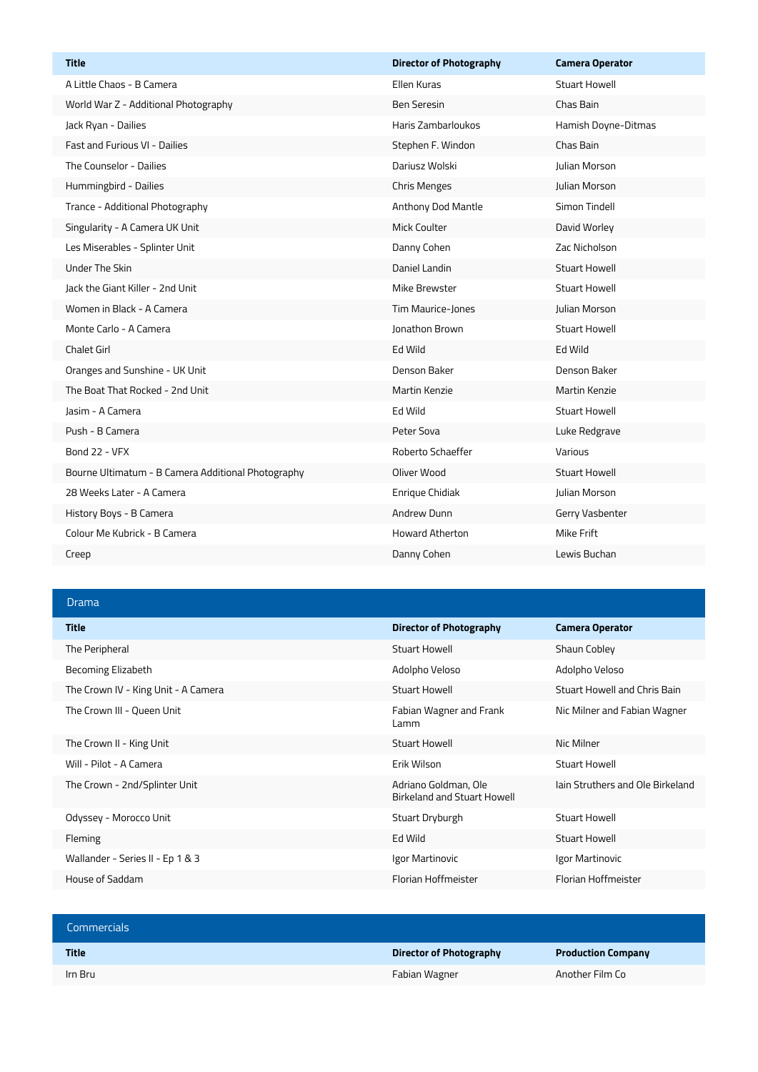| Title | Director of Photography | Camera Operator |
|---|---|---|
| A Little Chaos - B Camera | Ellen Kuras | Stuart Howell |
| World War Z - Additional Photography | Ben Seresin | Chas Bain |
| Jack Ryan - Dailies | Haris Zambarloukos | Hamish Doyne-Ditmas |
| Fast and Furious VI - Dailies | Stephen F. Windon | Chas Bain |
| The Counselor - Dailies | Dariusz Wolski | Julian Morson |
| Hummingbird - Dailies | Chris Menges | Julian Morson |
| Trance - Additional Photography | Anthony Dod Mantle | Simon Tindell |
| Singularity - A Camera UK Unit | Mick Coulter | David Worley |
| Les Miserables - Splinter Unit | Danny Cohen | Zac Nicholson |
| Under The Skin | Daniel Landin | Stuart Howell |
| Jack the Giant Killer - 2nd Unit | Mike Brewster | Stuart Howell |
| Women in Black - A Camera | Tim Maurice-Jones | Julian Morson |
| Monte Carlo - A Camera | Jonathon Brown | Stuart Howell |
| Chalet Girl | Ed Wild | Ed Wild |
| Oranges and Sunshine - UK Unit | Denson Baker | Denson Baker |
| The Boat That Rocked - 2nd Unit | Martin Kenzie | Martin Kenzie |
| Jasim - A Camera | Ed Wild | Stuart Howell |
| Push - B Camera | Peter Sova | Luke Redgrave |
| Bond 22 - VFX | Roberto Schaeffer | Various |
| Bourne Ultimatum - B Camera Additional Photography | Oliver Wood | Stuart Howell |
| 28 Weeks Later - A Camera | Enrique Chidiak | Julian Morson |
| History Boys - B Camera | Andrew Dunn | Gerry Vasbenter |
| Colour Me Kubrick - B Camera | Howard Atherton | Mike Frift |
| Creep | Danny Cohen | Lewis Buchan |

## Drama

| Title | Director of Photography | Camera Operator |
|---|---|---|
| The Peripheral | Stuart Howell | Shaun Cobley |
| Becoming Elizabeth | Adolpho Veloso | Adolpho Veloso |
| The Crown IV - King Unit - A Camera | Stuart Howell | Stuart Howell and Chris Bain |
| The Crown III - Queen Unit | Fabian Wagner and Frank Lamm | Nic Milner and Fabian Wagner |
| The Crown II - King Unit | Stuart Howell | Nic Milner |
| Will - Pilot - A Camera | Erik Wilson | Stuart Howell |
| The Crown - 2nd/Splinter Unit | Adriano Goldman, Ole Birkeland and Stuart Howell | Iain Struthers and Ole Birkeland |
| Odyssey - Morocco Unit | Stuart Dryburgh | Stuart Howell |
| Fleming | Ed Wild | Stuart Howell |
| Wallander - Series II - Ep 1 & 3 | Igor Martinovic | Igor Martinovic |
| House of Saddam | Florian Hoffmeister | Florian Hoffmeister |

## Commercials

| Title | Director of Photography | Production Company |
|---|---|---|
| Irn Bru | Fabian Wagner | Another Film Co |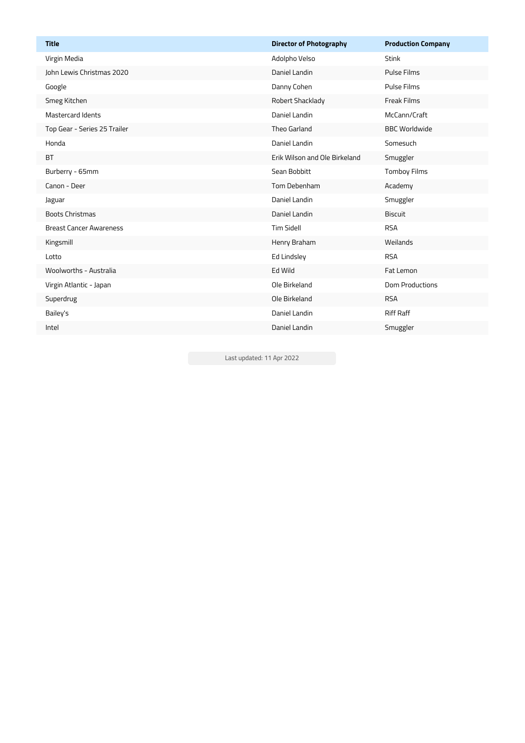| Title | Director of Photography | Production Company |
| --- | --- | --- |
| Virgin Media | Adolpho Velso | Stink |
| John Lewis Christmas 2020 | Daniel Landin | Pulse Films |
| Google | Danny Cohen | Pulse Films |
| Smeg Kitchen | Robert Shacklady | Freak Films |
| Mastercard Idents | Daniel Landin | McCann/Craft |
| Top Gear - Series 25 Trailer | Theo Garland | BBC Worldwide |
| Honda | Daniel Landin | Somesuch |
| BT | Erik Wilson and Ole Birkeland | Smuggler |
| Burberry - 65mm | Sean Bobbitt | Tomboy Films |
| Canon - Deer | Tom Debenham | Academy |
| Jaguar | Daniel Landin | Smuggler |
| Boots Christmas | Daniel Landin | Biscuit |
| Breast Cancer Awareness | Tim Sidell | RSA |
| Kingsmill | Henry Braham | Weilands |
| Lotto | Ed Lindsley | RSA |
| Woolworths - Australia | Ed Wild | Fat Lemon |
| Virgin Atlantic - Japan | Ole Birkeland | Dom Productions |
| Superdrug | Ole Birkeland | RSA |
| Bailey's | Daniel Landin | Riff Raff |
| Intel | Daniel Landin | Smuggler |

Last updated: 11 Apr 2022